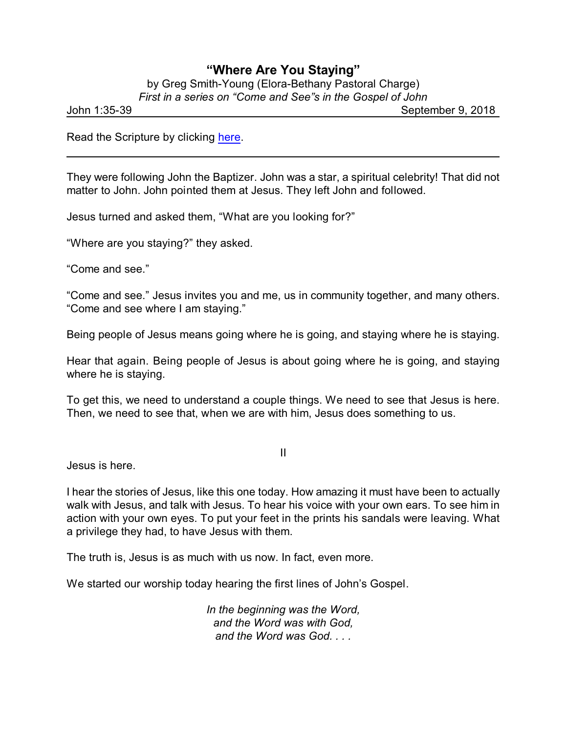# "Where Are You Staying"

by Greg Smith-Young (Elora-Bethany Pastoral Charge)

*First in a series on "Come and See"s in the Gospel of John*

John 1:35-39 September 9, 2018

Read the Scripture by clicking here.

---

They were following John the Baptizer. John was a star, a spiritual celebrity! That did not matter to John. John pointed them at Jesus. They left John and followed.

Jesus turned and asked them, "What are you looking for?"

"Where are you staying?" they asked.

"Come and see."

"Come and see." Jesus invites you and me, us in community together, and many others. "Come and see where I am staying."

Being people of Jesus means going where he is going, and staying where he is staying.

Hear that again. Being people of Jesus is about going where he is going, and staying where he is staying.

To get this, we need to understand a couple things. We need to see that Jesus is here. Then, we need to see that, when we are with him, Jesus does something to us.

II

Jesus is here.

I hear the stories of Jesus, like this one today. How amazing it must have been to actually walk with Jesus, and talk with Jesus. To hear his voice with your own ears. To see him in action with your own eyes. To put your feet in the prints his sandals were leaving. What a privilege they had, to have Jesus with them.

The truth is, Jesus is as much with us now. In fact, even more.

We started our worship today hearing the first lines of John's Gospel.

*In the beginning was the Word,*
*and the Word was with God,*
*and the Word was God. . . .*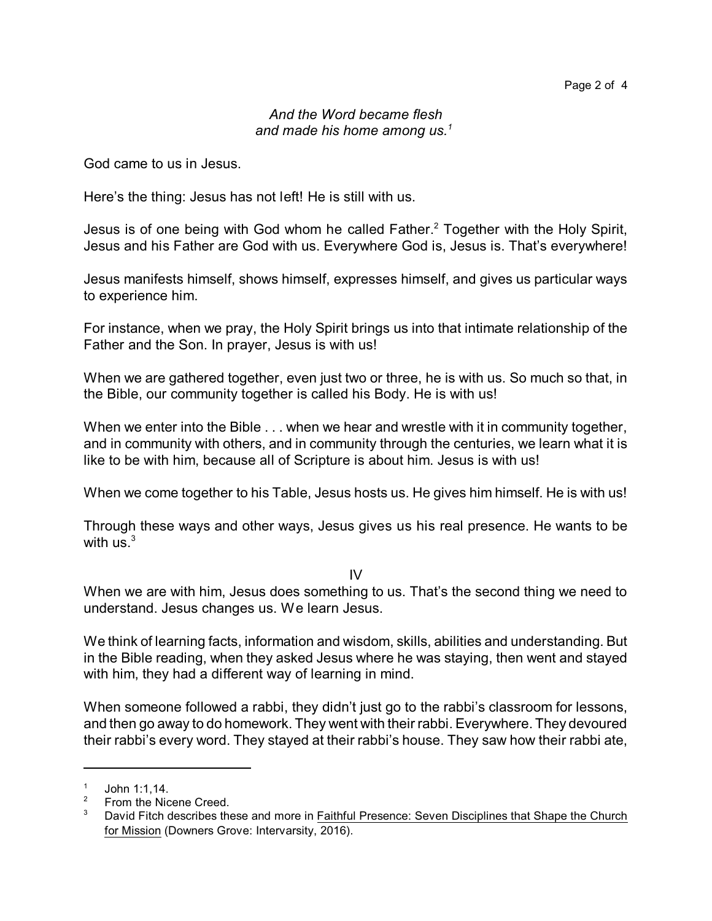*And the Word became flesh*
*and made his home among us.*[1]

God came to us in Jesus.

Here's the thing: Jesus has not left! He is still with us.

Jesus is of one being with God whom he called Father.[2] Together with the Holy Spirit, Jesus and his Father are God with us. Everywhere God is, Jesus is. That's everywhere!

Jesus manifests himself, shows himself, expresses himself, and gives us particular ways to experience him.

For instance, when we pray, the Holy Spirit brings us into that intimate relationship of the Father and the Son. In prayer, Jesus is with us!

When we are gathered together, even just two or three, he is with us. So much so that, in the Bible, our community together is called his Body. He is with us!

When we enter into the Bible . . . when we hear and wrestle with it in community together, and in community with others, and in community through the centuries, we learn what it is like to be with him, because all of Scripture is about him. Jesus is with us!

When we come together to his Table, Jesus hosts us. He gives him himself. He is with us!

Through these ways and other ways, Jesus gives us his real presence. He wants to be with us.[3]

IV

When we are with him, Jesus does something to us. That's the second thing we need to understand. Jesus changes us. We learn Jesus.

We think of learning facts, information and wisdom, skills, abilities and understanding. But in the Bible reading, when they asked Jesus where he was staying, then went and stayed with him, they had a different way of learning in mind.

When someone followed a rabbi, they didn't just go to the rabbi's classroom for lessons, and then go away to do homework. They went with their rabbi. Everywhere. They devoured their rabbi's every word. They stayed at their rabbi's house. They saw how their rabbi ate,

---

[1] John 1:1,14.

[2] From the Nicene Creed.

[3] David Fitch describes these and more in Faithful Presence: Seven Disciplines that Shape the Church for Mission (Downers Grove: Intervarsity, 2016).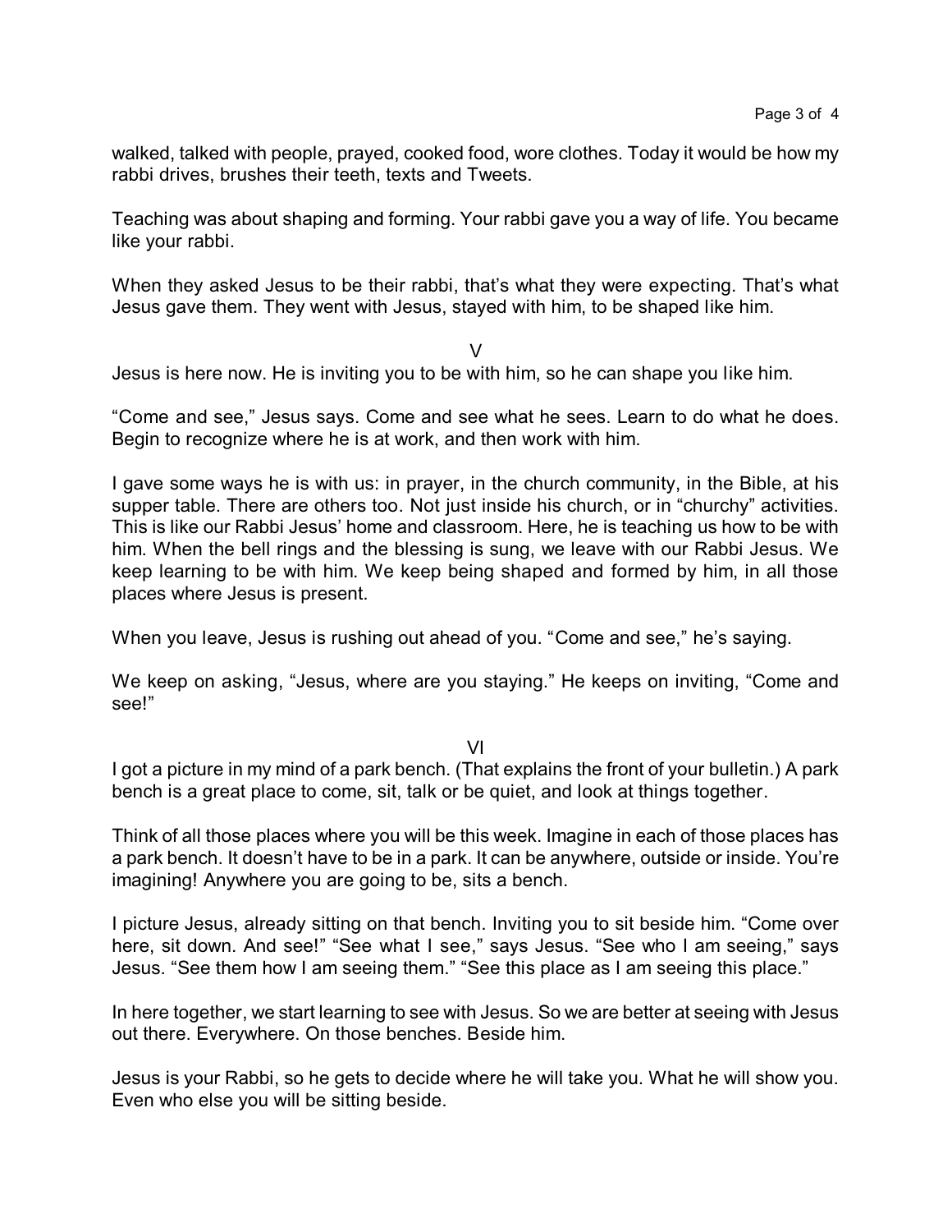walked, talked with people, prayed, cooked food, wore clothes. Today it would be how my rabbi drives, brushes their teeth, texts and Tweets.

Teaching was about shaping and forming. Your rabbi gave you a way of life. You became like your rabbi.

When they asked Jesus to be their rabbi, that's what they were expecting. That's what Jesus gave them. They went with Jesus, stayed with him, to be shaped like him.

V

Jesus is here now. He is inviting you to be with him, so he can shape you like him.

"Come and see," Jesus says. Come and see what he sees. Learn to do what he does. Begin to recognize where he is at work, and then work with him.

I gave some ways he is with us: in prayer, in the church community, in the Bible, at his supper table. There are others too. Not just inside his church, or in "churchy" activities. This is like our Rabbi Jesus' home and classroom. Here, he is teaching us how to be with him. When the bell rings and the blessing is sung, we leave with our Rabbi Jesus. We keep learning to be with him. We keep being shaped and formed by him, in all those places where Jesus is present.

When you leave, Jesus is rushing out ahead of you. "Come and see," he's saying.

We keep on asking, "Jesus, where are you staying." He keeps on inviting, "Come and see!"

VI

I got a picture in my mind of a park bench. (That explains the front of your bulletin.) A park bench is a great place to come, sit, talk or be quiet, and look at things together.

Think of all those places where you will be this week. Imagine in each of those places has a park bench. It doesn't have to be in a park. It can be anywhere, outside or inside. You're imagining! Anywhere you are going to be, sits a bench.

I picture Jesus, already sitting on that bench. Inviting you to sit beside him. "Come over here, sit down. And see!" "See what I see," says Jesus. "See who I am seeing," says Jesus. "See them how I am seeing them." "See this place as I am seeing this place."

In here together, we start learning to see with Jesus. So we are better at seeing with Jesus out there. Everywhere. On those benches. Beside him.

Jesus is your Rabbi, so he gets to decide where he will take you. What he will show you. Even who else you will be sitting beside.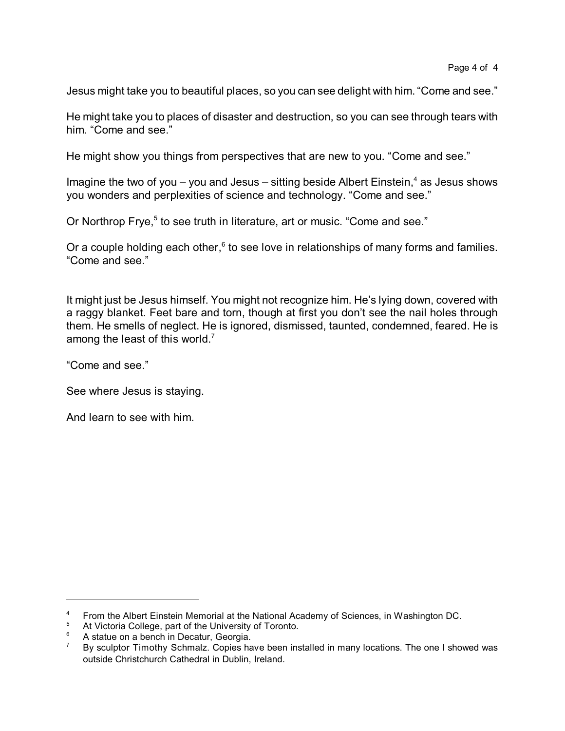Jesus might take you to beautiful places, so you can see delight with him. “Come and see.”

He might take you to places of disaster and destruction, so you can see through tears with him. “Come and see.”

He might show you things from perspectives that are new to you. “Come and see.”

Imagine the two of you – you and Jesus – sitting beside Albert Einstein,[4] as Jesus shows you wonders and perplexities of science and technology. “Come and see.”

Or Northrop Frye,[5] to see truth in literature, art or music. “Come and see.”

Or a couple holding each other,[6] to see love in relationships of many forms and families. “Come and see.”

It might just be Jesus himself. You might not recognize him. He’s lying down, covered with a raggy blanket. Feet bare and torn, though at first you don’t see the nail holes through them. He smells of neglect. He is ignored, dismissed, taunted, condemned, feared. He is among the least of this world.[7]

“Come and see.”

See where Jesus is staying.

And learn to see with him.

---

[4] From the Albert Einstein Memorial at the National Academy of Sciences, in Washington DC.

[5] At Victoria College, part of the University of Toronto.

[6] A statue on a bench in Decatur, Georgia.

[7] By sculptor Timothy Schmalz. Copies have been installed in many locations. The one I showed was outside Christchurch Cathedral in Dublin, Ireland.